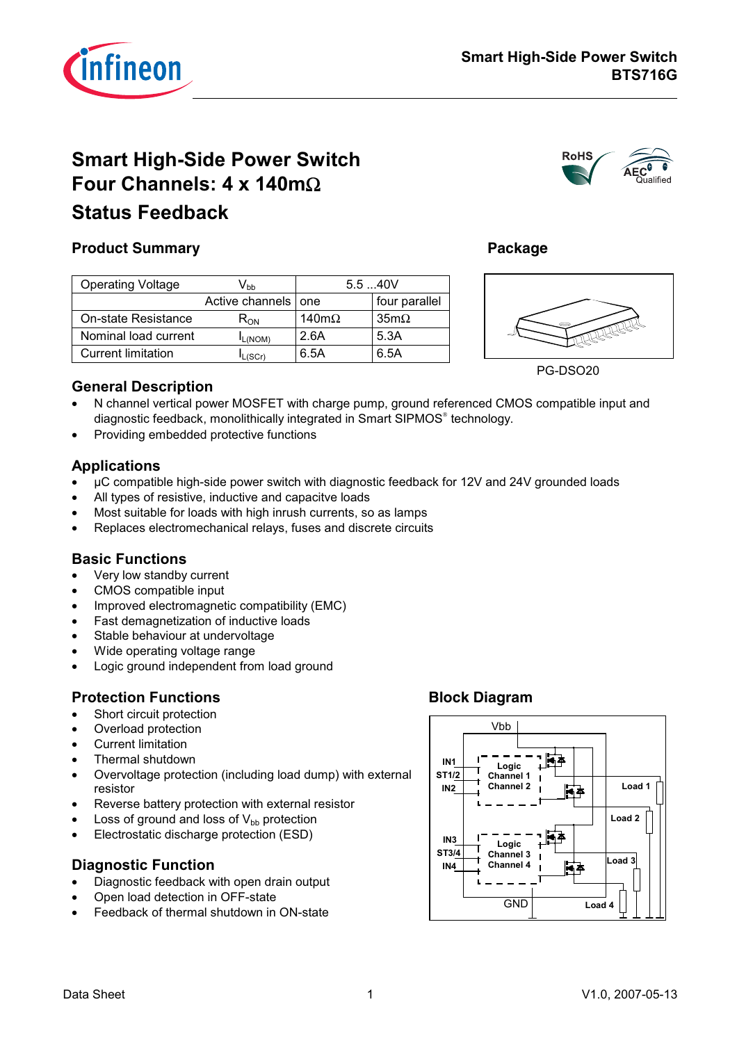# Smart High-Side Power Switch Four Channels: 4 x 140mΩ Status Feedback

## Product Summary

| Operating Voltage | $V_{bb}$ | 5.5 ...40V | |
|---|---|---|---|
| | Active channels | one | four parallel |
| On-state Resistance | $R_{ON}$ | 140mΩ | 35mΩ |
| Nominal load current | $I_{L(NOM)}$ | 2.6A | 5.3A |
| Current limitation | $I_{L(SCr)}$ | 6.5A | 6.5A |

## Package

PG-DSO20

## General Description

- N channel vertical power MOSFET with charge pump, ground referenced CMOS compatible input and diagnostic feedback, monolithically integrated in Smart SIPMOS® technology.
- Providing embedded protective functions

## Applications

- µC compatible high-side power switch with diagnostic feedback for 12V and 24V grounded loads
- All types of resistive, inductive and capacitve loads
- Most suitable for loads with high inrush currents, so as lamps
- Replaces electromechanical relays, fuses and discrete circuits

## Basic Functions

- Very low standby current
- CMOS compatible input
- Improved electromagnetic compatibility (EMC)
- Fast demagnetization of inductive loads
- Stable behaviour at undervoltage
- Wide operating voltage range
- Logic ground independent from load ground

## Protection Functions

- Short circuit protection
- Overload protection
- Current limitation
- Thermal shutdown
- Overvoltage protection (including load dump) with external resistor
- Reverse battery protection with external resistor
- Loss of ground and loss of $V_{bb}$ protection
- Electrostatic discharge protection (ESD)

## Diagnostic Function

- Diagnostic feedback with open drain output
- Open load detection in OFF-state
- Feedback of thermal shutdown in ON-state

## Block Diagram

Vbb, IN1, ST1/2, IN2, Logic Channel 1 Channel 2, Load 1, Load 2, IN3, ST3/4, IN4, Logic Channel 3 Channel 4, Load 3, Load 4, GND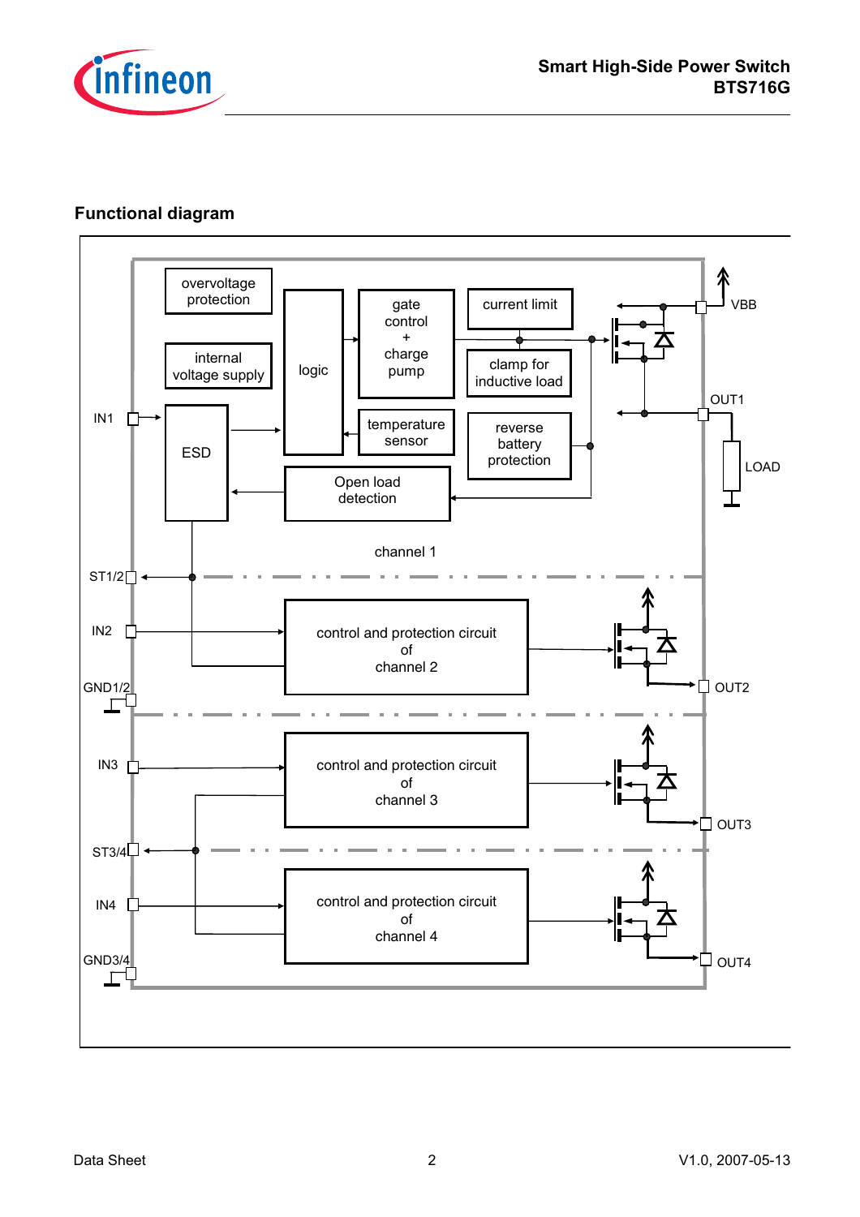## Functional diagram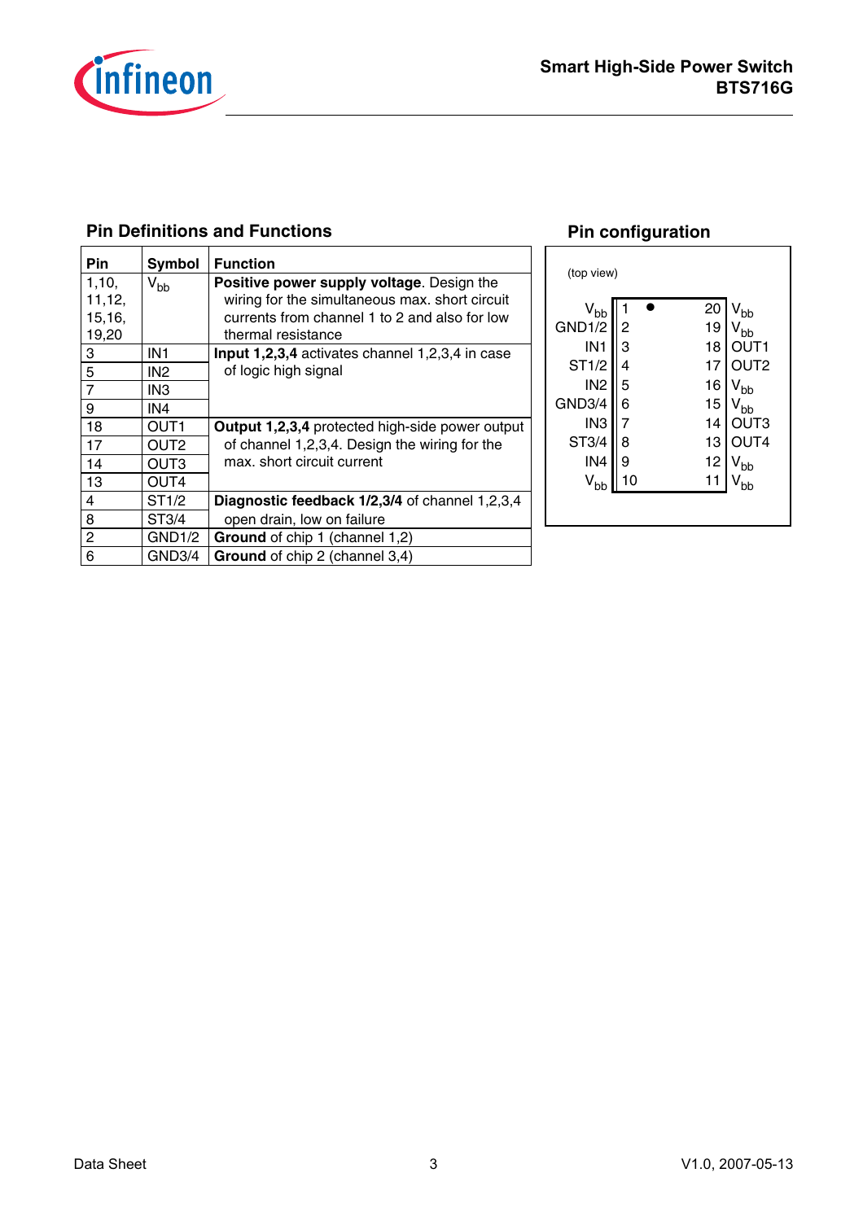## Pin Definitions and Functions

| Pin | Symbol | Function |
|---|---|---|
| 1,10, 11,12, 15,16, 19,20 | $V_{bb}$ | **Positive power supply voltage**. Design the wiring for the simultaneous max. short circuit currents from channel 1 to 2 and also for low thermal resistance |
| 3 | IN1 | **Input 1,2,3,4** activates channel 1,2,3,4 in case of logic high signal |
| 5 | IN2 | |
| 7 | IN3 | |
| 9 | IN4 | |
| 18 | OUT1 | **Output 1,2,3,4** protected high-side power output of channel 1,2,3,4. Design the wiring for the max. short circuit current |
| 17 | OUT2 | |
| 14 | OUT3 | |
| 13 | OUT4 | |
| 4 | ST1/2 | **Diagnostic feedback 1/2,3/4** of channel 1,2,3,4 open drain, low on failure |
| 8 | ST3/4 | |
| 2 | GND1/2 | **Ground** of chip 1 (channel 1,2) |
| 6 | GND3/4 | **Ground** of chip 2 (channel 3,4) |

## Pin configuration

(top view)

| Symbol | Pin | Pin | Symbol |
|---|---|---|---|
| $V_{bb}$ | 1 | 20 | $V_{bb}$ |
| GND1/2 | 2 | 19 | $V_{bb}$ |
| IN1 | 3 | 18 | OUT1 |
| ST1/2 | 4 | 17 | OUT2 |
| IN2 | 5 | 16 | $V_{bb}$ |
| GND3/4 | 6 | 15 | $V_{bb}$ |
| IN3 | 7 | 14 | OUT3 |
| ST3/4 | 8 | 13 | OUT4 |
| IN4 | 9 | 12 | $V_{bb}$ |
| $V_{bb}$ | 10 | 11 | $V_{bb}$ |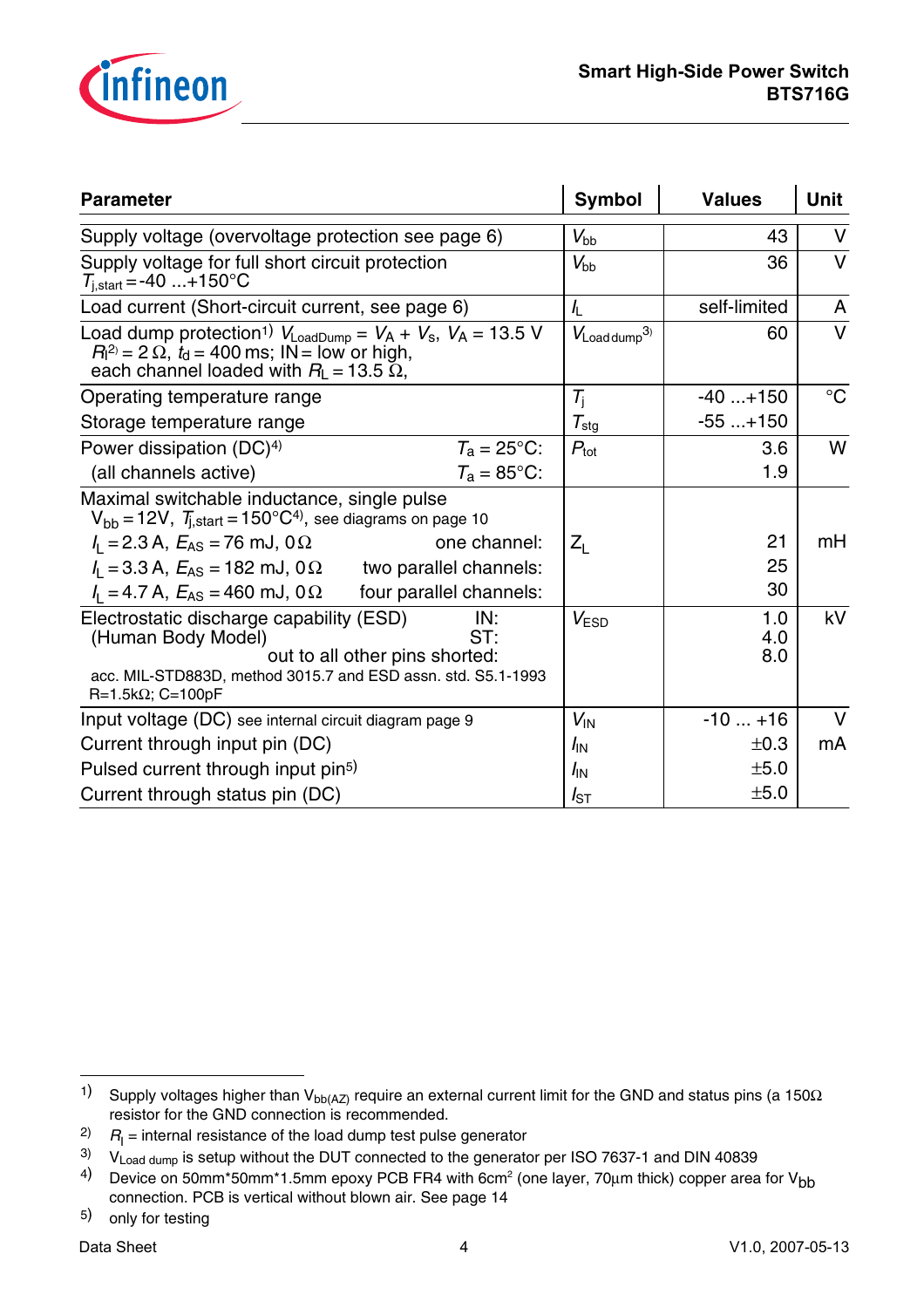| Parameter | Symbol | Values | Unit |
|---|---|---|---|
| Supply voltage (overvoltage protection see page 6) | $V_{bb}$ | 43 | V |
| Supply voltage for full short circuit protection $T_{j,start}$ = -40 ...+150°C | $V_{bb}$ | 36 | V |
| Load current (Short-circuit current, see page 6) | $I_L$ | self-limited | A |
| Load dump protection[1] $V_{LoadDump} = V_A + V_s$, $V_A$ = 13.5 V $R_I$[2] = 2 Ω, $t_d$ = 400 ms; IN = low or high, each channel loaded with $R_L$ = 13.5 Ω, | $V_{Load dump}$[3] | 60 | V |
| Operating temperature range | $T_j$ | -40 ...+150 | °C |
| Storage temperature range | $T_{stg}$ | -55 ...+150 | |
| Power dissipation (DC)[4] $T_a$ = 25°C: | $P_{tot}$ | 3.6 | W |
| (all channels active) $T_a$ = 85°C: | | 1.9 | |
| Maximal switchable inductance, single pulse $V_{bb}$ = 12V, $T_{j,start}$ = 150°C[4], see diagrams on page 10 | | | |
| $I_L$ = 2.3 A, $E_{AS}$ = 76 mJ, 0Ω one channel: | $Z_L$ | 21 | mH |
| $I_L$ = 3.3 A, $E_{AS}$ = 182 mJ, 0Ω two parallel channels: | | 25 | |
| $I_L$ = 4.7 A, $E_{AS}$ = 460 mJ, 0Ω four parallel channels: | | 30 | |
| Electrostatic discharge capability (ESD) (Human Body Model) IN: / ST: / out to all other pins shorted: acc. MIL-STD883D, method 3015.7 and ESD assn. std. S5.1-1993 R=1.5kΩ; C=100pF | $V_{ESD}$ | 1.0 / 4.0 / 8.0 | kV |
| Input voltage (DC) see internal circuit diagram page 9 | $V_{IN}$ | -10 ... +16 | V |
| Current through input pin (DC) | $I_{IN}$ | ±0.3 | mA |
| Pulsed current through input pin[5] | $I_{IN}$ | ±5.0 | |
| Current through status pin (DC) | $I_{ST}$ | ±5.0 | |

---

1) Supply voltages higher than $V_{bb(AZ)}$ require an external current limit for the GND and status pins (a 150Ω resistor for the GND connection is recommended.

2) $R_I$ = internal resistance of the load dump test pulse generator

3) $V_{Load\ dump}$ is setup without the DUT connected to the generator per ISO 7637-1 and DIN 40839

4) Device on 50mm*50mm*1.5mm epoxy PCB FR4 with 6cm² (one layer, 70µm thick) copper area for $V_{bb}$ connection. PCB is vertical without blown air. See page 14

5) only for testing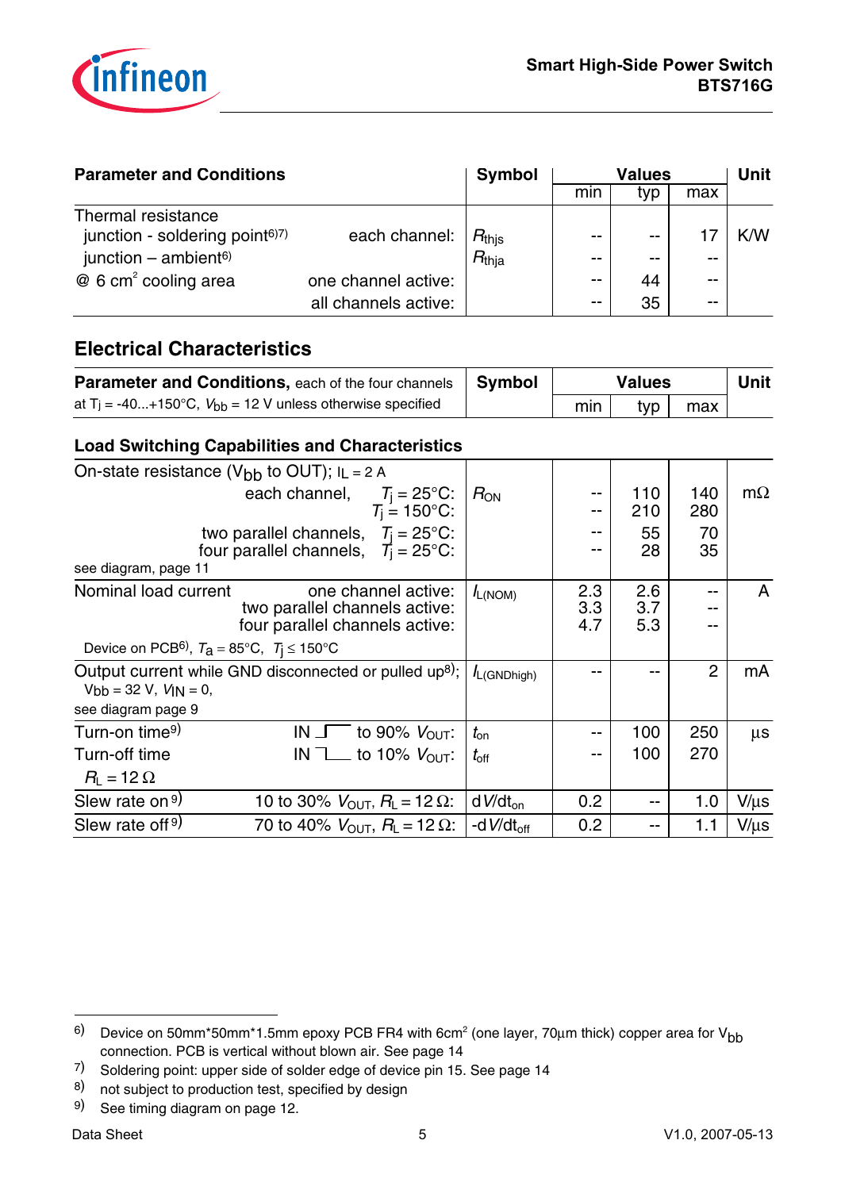| Parameter and Conditions | | Symbol | Values | | | Unit |
|---|---|---|---|---|---|---|
| | | | min | typ | max | |
| Thermal resistance | | | | | | |
| junction - soldering point[6)7)] | each channel: | $R_{thjs}$ | -- | -- | 17 | K/W |
| junction – ambient[6)] | | $R_{thja}$ | -- | -- | -- | |
| @ 6 cm² cooling area | one channel active: | | -- | 44 | -- | |
| | all channels active: | | -- | 35 | -- | |

## Electrical Characteristics

| Parameter and Conditions, each of the four channels at $T_j$ = -40...+150°C, $V_{bb}$ = 12 V unless otherwise specified | | Symbol | Values | | | Unit |
|---|---|---|---|---|---|---|
| | | | min | typ | max | |
| **Load Switching Capabilities and Characteristics** | | | | | | |
| On-state resistance ($V_{bb}$ to OUT); $I_L$ = 2 A | each channel, $T_j$ = 25°C: | $R_{ON}$ | -- | 110 | 140 | mΩ |
| | $T_j$ = 150°C: | | -- | 210 | 280 | |
| | two parallel channels, $T_j$ = 25°C: | | -- | 55 | 70 | |
| | four parallel channels, $T_j$ = 25°C: | | -- | 28 | 35 | |
| see diagram, page 11 | | | | | | |
| Nominal load current | one channel active: | $I_{L(NOM)}$ | 2.3 | 2.6 | -- | A |
| | two parallel channels active: | | 3.3 | 3.7 | -- | |
| | four parallel channels active: | | 4.7 | 5.3 | -- | |
| Device on PCB[6)], $T_a$ = 85°C, $T_j \le$ 150°C | | | | | | |
| Output current while GND disconnected or pulled up[8)]; $V_{bb}$ = 32 V, $V_{IN}$ = 0, see diagram page 9 | | $I_{L(GNDhigh)}$ | -- | -- | 2 | mA |
| Turn-on time[9)] | IN ⎍ to 90% $V_{OUT}$: | $t_{on}$ | -- | 100 | 250 | µs |
| Turn-off time | IN ⎍ to 10% $V_{OUT}$: | $t_{off}$ | -- | 100 | 270 | |
| $R_L$ = 12 Ω | | | | | | |
| Slew rate on[9)] | 10 to 30% $V_{OUT}$, $R_L$ = 12 Ω: | $dV/dt_{on}$ | 0.2 | -- | 1.0 | V/µs |
| Slew rate off[9)] | 70 to 40% $V_{OUT}$, $R_L$ = 12 Ω: | $-dV/dt_{off}$ | 0.2 | -- | 1.1 | V/µs |

---

6) Device on 50mm*50mm*1.5mm epoxy PCB FR4 with 6cm² (one layer, 70µm thick) copper area for $V_{bb}$ connection. PCB is vertical without blown air. See page 14

7) Soldering point: upper side of solder edge of device pin 15. See page 14

8) not subject to production test, specified by design

9) See timing diagram on page 12.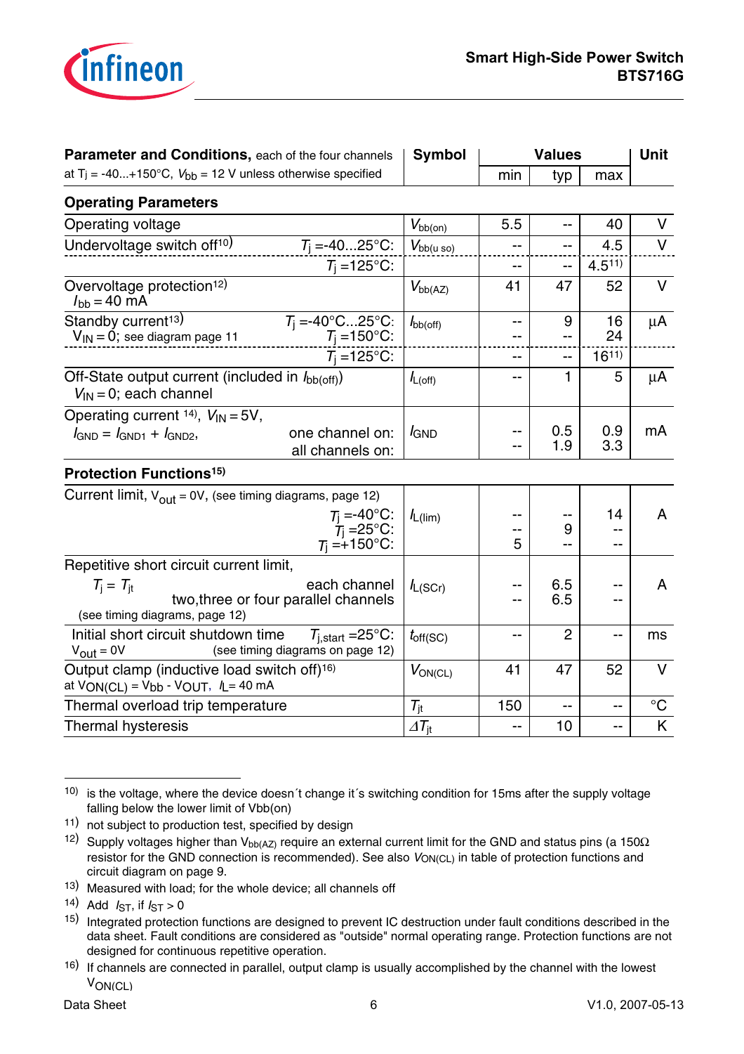| **Parameter and Conditions**, each of the four channels at $T_j$ = -40...+150°C, $V_{bb}$ = 12 V unless otherwise specified | | Symbol | Values | | | Unit |
|---|---|---|---|---|---|---|
| | | | min | typ | max | |
| **Operating Parameters** | | | | | | |
| Operating voltage | | $V_{bb(on)}$ | 5.5 | -- | 40 | V |
| Undervoltage switch off[10] | $T_j$ =-40...25°C: | $V_{bb(u\ so)}$ | -- | -- | 4.5 | V |
| | $T_j$ =125°C: | | -- | -- | 4.5[11] | |
| Overvoltage protection[12] $I_{bb}$ = 40 mA | | $V_{bb(AZ)}$ | 41 | 47 | 52 | V |
| Standby current[13] $V_{IN}$ = 0; see diagram page 11 | $T_j$ =-40°C...25°C: $T_j$ =150°C: | $I_{bb(off)}$ | -- -- | 9 -- | 16 24 | µA |
| | $T_j$ =125°C: | | -- | -- | 16[11] | |
| Off-State output current (included in $I_{bb(off)}$) $V_{IN}$ = 0; each channel | | $I_{L(off)}$ | -- | 1 | 5 | µA |
| Operating current [14], $V_{IN}$ = 5V, $I_{GND}$ = $I_{GND1}$ + $I_{GND2}$, | one channel on: all channels on: | $I_{GND}$ | -- -- | 0.5 1.9 | 0.9 3.3 | mA |
| **Protection Functions**[15] | | | | | | |
| Current limit, $V_{out}$ = 0V, (see timing diagrams, page 12) | $T_j$ =-40°C: $T_j$ =25°C: $T_j$ =+150°C: | $I_{L(lim)}$ | -- -- 5 | -- 9 -- | 14 -- -- | A |
| Repetitive short circuit current limit, $T_j$ = $T_{jt}$ (see timing diagrams, page 12) | each channel two,three or four parallel channels | $I_{L(SCr)}$ | -- -- | 6.5 6.5 | -- -- | A |
| Initial short circuit shutdown time $V_{out}$ = 0V | $T_{j,start}$ =25°C: (see timing diagrams on page 12) | $t_{off(SC)}$ | -- | 2 | -- | ms |
| Output clamp (inductive load switch off)[16] at $V_{ON(CL)}$ = $V_{bb}$ - $V_{OUT}$, $I_L$= 40 mA | | $V_{ON(CL)}$ | 41 | 47 | 52 | V |
| Thermal overload trip temperature | | $T_{jt}$ | 150 | -- | -- | °C |
| Thermal hysteresis | | $\Delta T_{jt}$ | -- | 10 | -- | K |

---

10) is the voltage, where the device doesn´t change it´s switching condition for 15ms after the supply voltage falling below the lower limit of Vbb(on)

11) not subject to production test, specified by design

12) Supply voltages higher than $V_{bb(AZ)}$ require an external current limit for the GND and status pins (a 150Ω resistor for the GND connection is recommended). See also $V_{ON(CL)}$ in table of protection functions and circuit diagram on page 9.

13) Measured with load; for the whole device; all channels off

14) Add $I_{ST}$, if $I_{ST}$ > 0

15) Integrated protection functions are designed to prevent IC destruction under fault conditions described in the data sheet. Fault conditions are considered as "outside" normal operating range. Protection functions are not designed for continuous repetitive operation.

16) If channels are connected in parallel, output clamp is usually accomplished by the channel with the lowest $V_{ON(CL)}$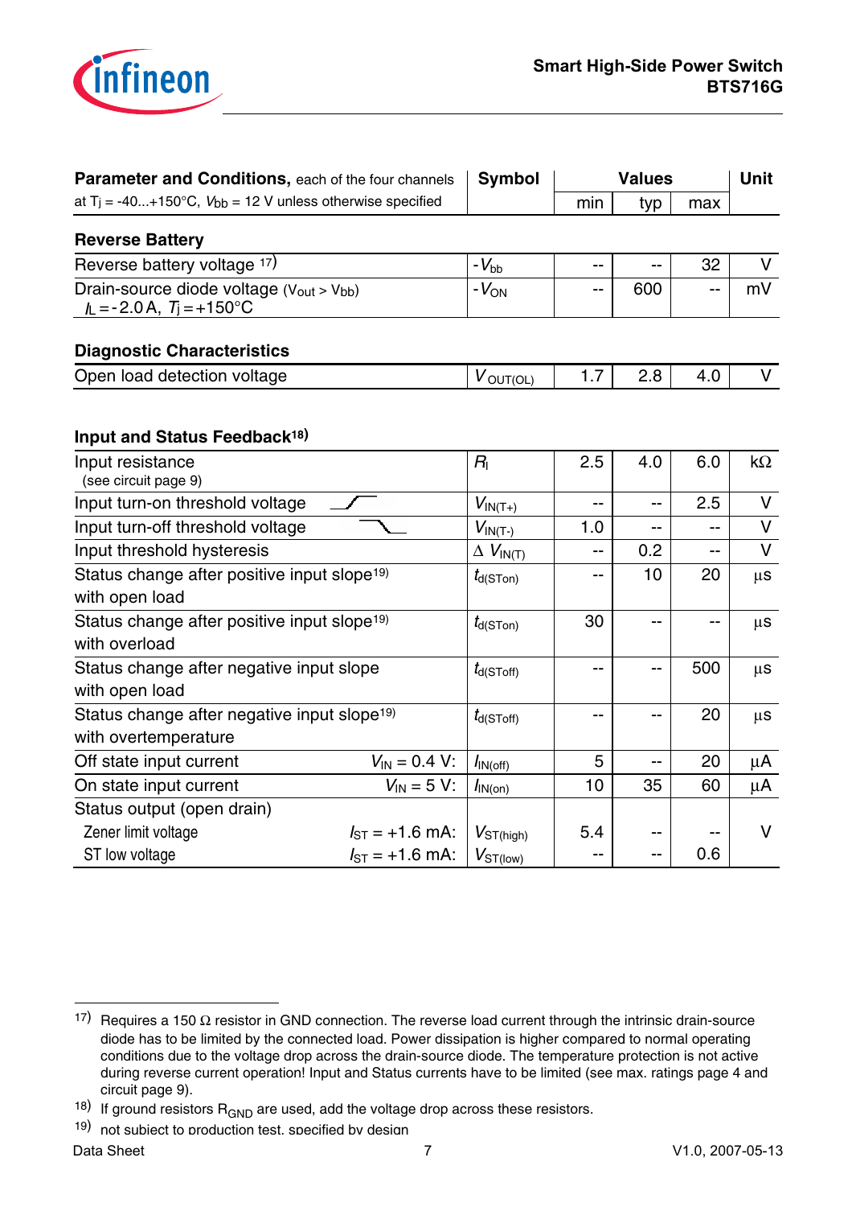| **Parameter and Conditions,** each of the four channels at $T_j$ = -40...+150°C, $V_{bb}$ = 12 V unless otherwise specified | **Symbol** | **Values** | | | **Unit** |
|---|---|---|---|---|---|
| | | min | typ | max | |
| **Reverse Battery** | | | | | |
| Reverse battery voltage [17] | $-V_{bb}$ | -- | -- | 32 | V |
| Drain-source diode voltage ($V_{out}$ > $V_{bb}$) $I_L$ = -2.0 A, $T_j$ = +150°C | $-V_{ON}$ | -- | 600 | -- | mV |
| **Diagnostic Characteristics** | | | | | |
| Open load detection voltage | $V_{OUT(OL)}$ | 1.7 | 2.8 | 4.0 | V |
| **Input and Status Feedback**[18] | | | | | |
| Input resistance (see circuit page 9) | $R_I$ | 2.5 | 4.0 | 6.0 | kΩ |
| Input turn-on threshold voltage | $V_{IN(T+)}$ | -- | -- | 2.5 | V |
| Input turn-off threshold voltage | $V_{IN(T-)}$ | 1.0 | -- | -- | V |
| Input threshold hysteresis | $\Delta V_{IN(T)}$ | -- | 0.2 | -- | V |
| Status change after positive input slope[19] with open load | $t_{d(STon)}$ | -- | 10 | 20 | µs |
| Status change after positive input slope[19] with overload | $t_{d(STon)}$ | 30 | -- | -- | µs |
| Status change after negative input slope with open load | $t_{d(SToff)}$ | -- | -- | 500 | µs |
| Status change after negative input slope[19] with overtemperature | $t_{d(SToff)}$ | -- | -- | 20 | µs |
| Off state input current $V_{IN}$ = 0.4 V: | $I_{IN(off)}$ | 5 | -- | 20 | µA |
| On state input current $V_{IN}$ = 5 V: | $I_{IN(on)}$ | 10 | 35 | 60 | µA |
| Status output (open drain) | | | | | |
| Zener limit voltage $I_{ST}$ = +1.6 mA: | $V_{ST(high)}$ | 5.4 | -- | -- | V |
| ST low voltage $I_{ST}$ = +1.6 mA: | $V_{ST(low)}$ | -- | -- | 0.6 | V |

---

[17] Requires a 150 Ω resistor in GND connection. The reverse load current through the intrinsic drain-source diode has to be limited by the connected load. Power dissipation is higher compared to normal operating conditions due to the voltage drop across the drain-source diode. The temperature protection is not active during reverse current operation! Input and Status currents have to be limited (see max. ratings page 4 and circuit page 9).

[18] If ground resistors $R_{GND}$ are used, add the voltage drop across these resistors.

[19] not subject to production test, specified by design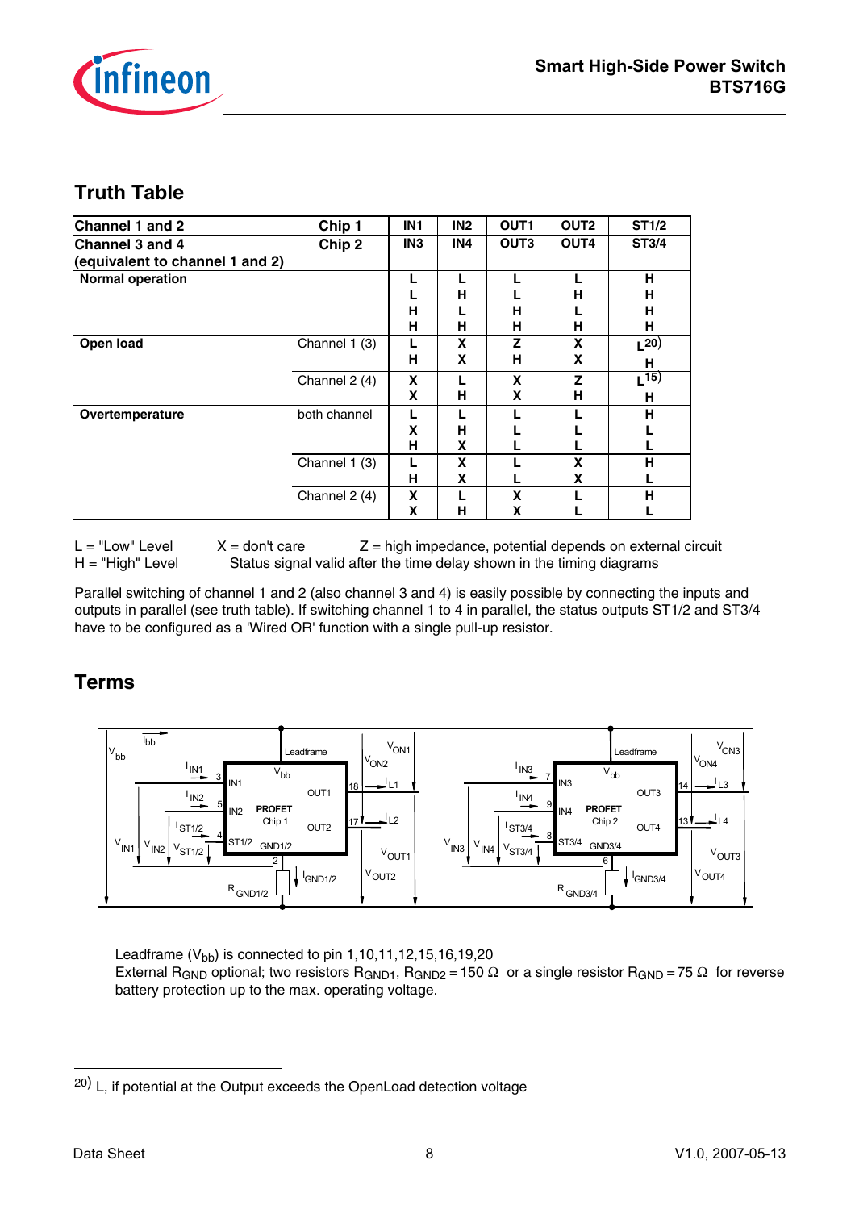## Truth Table

| Channel 1 and 2<br>Channel 3 and 4<br>(equivalent to channel 1 and 2) | Chip 1<br>Chip 2 | IN1<br>IN3 | IN2<br>IN4 | OUT1<br>OUT3 | OUT2<br>OUT4 | ST1/2<br>ST3/4 |
|---|---|---|---|---|---|---|
| **Normal operation** | | L | L | L | L | H |
| | | L | H | L | H | H |
| | | H | L | H | L | H |
| | | H | H | H | H | H |
| **Open load** | Channel 1 (3) | L | X | Z | X | L[20] |
| | | H | X | H | X | H |
| | Channel 2 (4) | X | L | X | Z | L[15] |
| | | X | H | X | H | H |
| **Overtemperature** | both channel | L | L | L | L | H |
| | | X | H | L | L | L |
| | | H | X | L | L | L |
| | Channel 1 (3) | L | X | L | X | H |
| | | H | X | L | X | L |
| | Channel 2 (4) | X | L | X | L | H |
| | | X | H | X | L | L |

L = "Low" Level     X = don't care     Z = high impedance, potential depends on external circuit
H = "High" Level     Status signal valid after the time delay shown in the timing diagrams

Parallel switching of channel 1 and 2 (also channel 3 and 4) is easily possible by connecting the inputs and outputs in parallel (see truth table). If switching channel 1 to 4 in parallel, the status outputs ST1/2 and ST3/4 have to be configured as a 'Wired OR' function with a single pull-up resistor.

## Terms

Leadframe ($V_{bb}$) is connected to pin 1,10,11,12,15,16,19,20
External $R_{GND}$ optional; two resistors $R_{GND1}$, $R_{GND2} = 150\ \Omega$ or a single resistor $R_{GND} = 75\ \Omega$ for reverse battery protection up to the max. operating voltage.

---

[20] L, if potential at the Output exceeds the OpenLoad detection voltage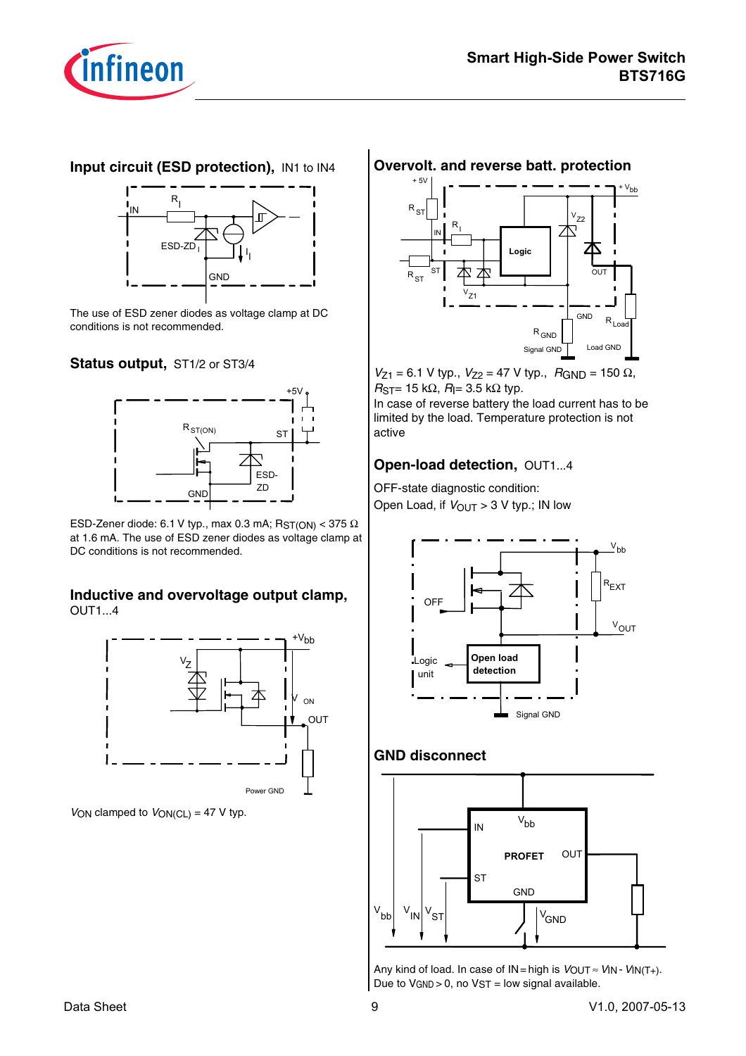## Input circuit (ESD protection), IN1 to IN4

The use of ESD zener diodes as voltage clamp at DC conditions is not recommended.

## Status output, ST1/2 or ST3/4

ESD-Zener diode: 6.1 V typ., max 0.3 mA; $R_{ST(ON)}$ < 375 Ω at 1.6 mA. The use of ESD zener diodes as voltage clamp at DC conditions is not recommended.

## Inductive and overvoltage output clamp, OUT1...4

$V_{ON}$ clamped to $V_{ON(CL)}$ = 47 V typ.

## Overvolt. and reverse batt. protection

$V_{Z1}$ = 6.1 V typ., $V_{Z2}$ = 47 V typ., $R_{GND}$ = 150 Ω, $R_{ST}$= 15 kΩ, $R_I$= 3.5 kΩ typ.
In case of reverse battery the load current has to be limited by the load. Temperature protection is not active

## Open-load detection, OUT1...4

OFF-state diagnostic condition:
Open Load, if $V_{OUT}$ > 3 V typ.; IN low

## GND disconnect

Any kind of load. In case of IN = high is $V_{OUT} \approx V_{IN} - V_{IN(T+)}$.
Due to $V_{GND}$ > 0, no $V_{ST}$ = low signal available.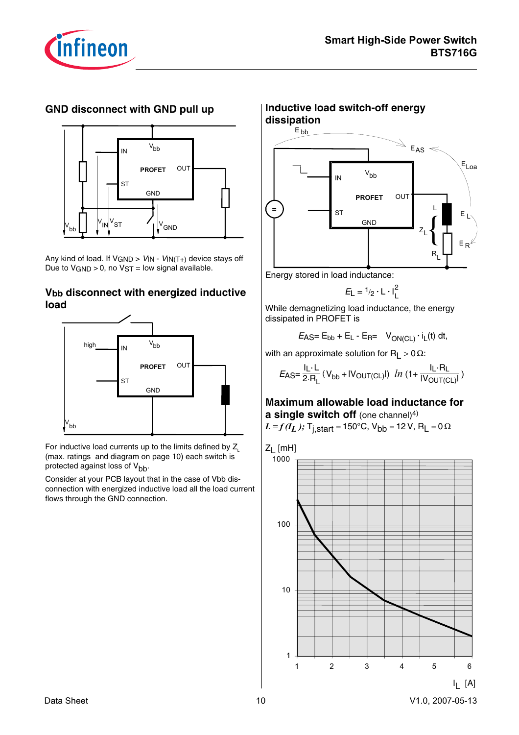## GND disconnect with GND pull up

Any kind of load. If $V_{GND} > V_{IN} - V_{IN(T+)}$ device stays off
Due to $V_{GND} > 0$, no $V_{ST}$ = low signal available.

## $V_{bb}$ disconnect with energized inductive load

For inductive load currents up to the limits defined by $Z_L$ (max. ratings and diagram on page 10) each switch is protected against loss of $V_{bb}$.

Consider at your PCB layout that in the case of Vbb disconnection with energized inductive load all the load current flows through the GND connection.

## Inductive load switch-off energy dissipation

Energy stored in load inductance:

$$E_L = \frac{1}{2} \cdot L \cdot I_L^2$$

While demagnetizing load inductance, the energy dissipated in PROFET is

$$E_{AS} = E_{bb} + E_L - E_R = \int V_{ON(CL)} \cdot i_L(t)\, dt,$$

with an approximate solution for $R_L > 0\,\Omega$:

$$E_{AS} = \frac{I_L \cdot L}{2 \cdot R_L}\,(V_{bb} + |V_{OUT(CL)}|)\; \ln\left(1 + \frac{I_L \cdot R_L}{|V_{OUT(CL)}|}\right)$$

## Maximum allowable load inductance for a single switch off (one channel)[4)]

$L = f(I_L)$; $T_{j,start} = 150°C$, $V_{bb} = 12\,V$, $R_L = 0\,\Omega$

$Z_L$ [mH] vs. $I_L$ [A]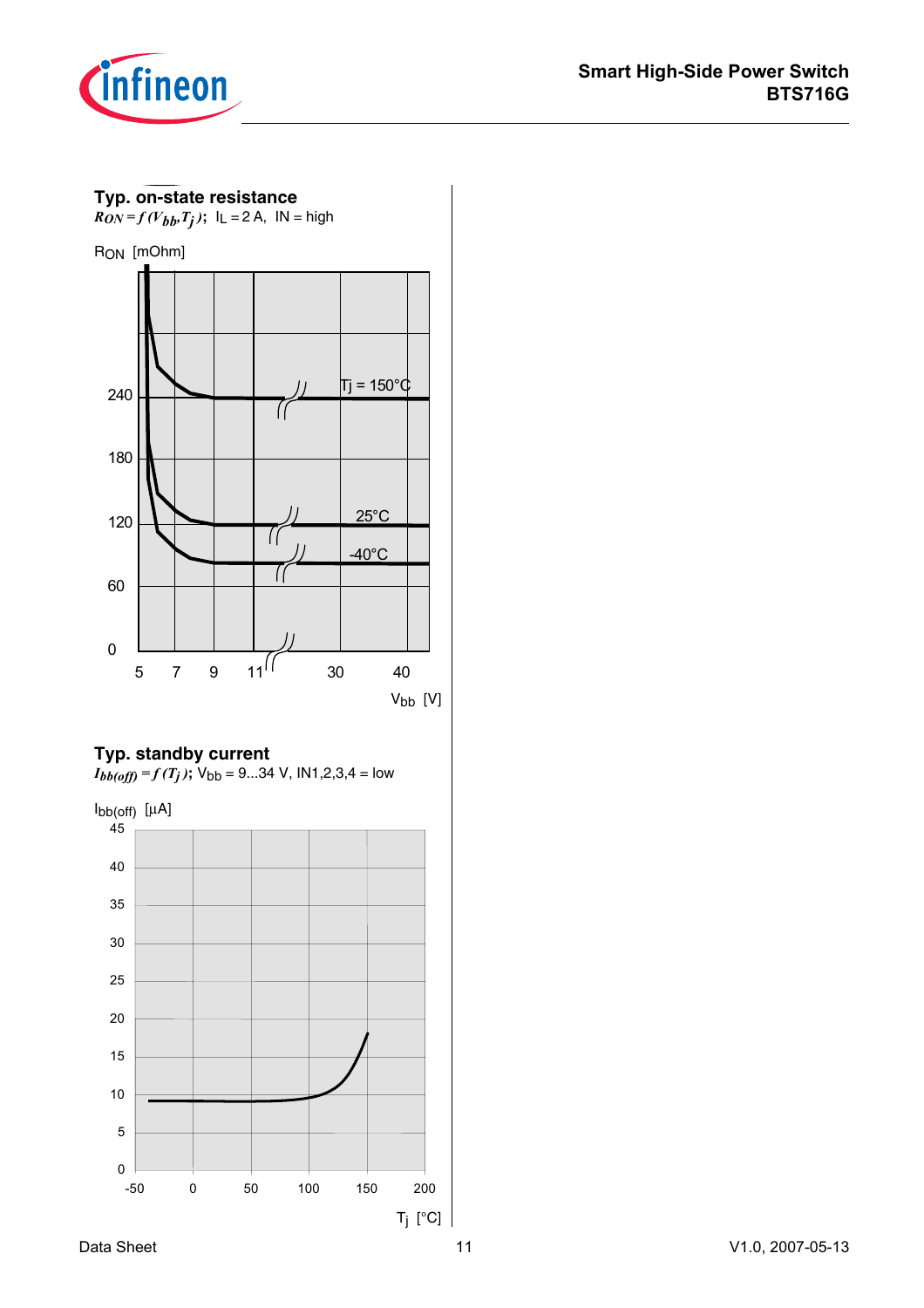**Typ. on-state resistance**

$R_{ON} = f(V_{bb}, T_j)$; $I_L$ = 2 A, IN = high

$R_{ON}$ [mOhm]

Tj = 150°C

25°C

-40°C

$V_{bb}$ [V]

**Typ. standby current**

$I_{bb(off)} = f(T_j)$; $V_{bb}$ = 9...34 V, IN1,2,3,4 = low

$I_{bb(off)}$ [µA]

$T_j$ [°C]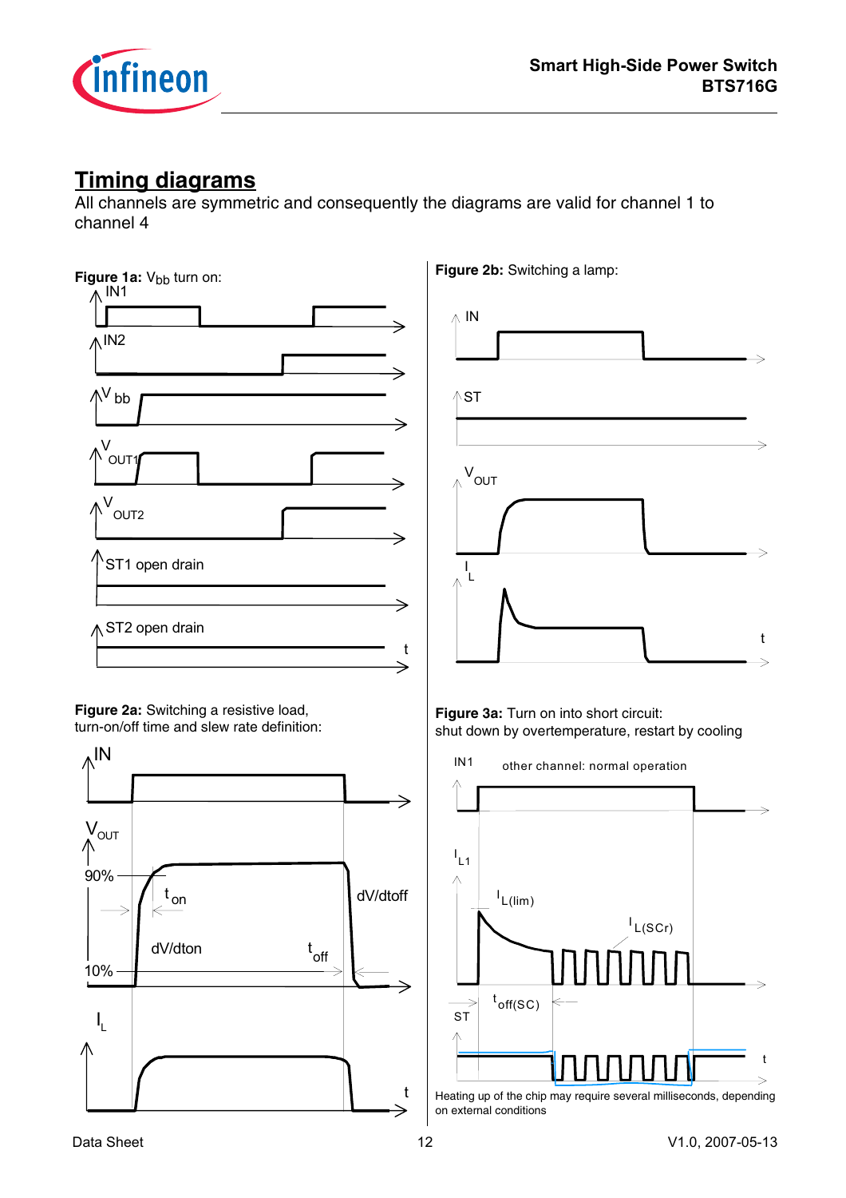## Timing diagrams

All channels are symmetric and consequently the diagrams are valid for channel 1 to channel 4

**Figure 1a:** $V_{bb}$ turn on:

IN1

IN2

$V_{bb}$

$V_{OUT1}$

$V_{OUT2}$

ST1 open drain

ST2 open drain

t

**Figure 2b:** Switching a lamp:

IN

ST

$V_{OUT}$

$I_L$

t

**Figure 2a:** Switching a resistive load, turn-on/off time and slew rate definition:

IN

$V_{OUT}$

90%

$t_{on}$

dV/dtoff

dV/dton

$t_{off}$

10%

$I_L$

t

**Figure 3a:** Turn on into short circuit: shut down by overtemperature, restart by cooling

IN1 other channel: normal operation

$I_{L1}$

$I_{L(lim)}$

$I_{L(SCr)}$

$t_{off(SC)}$

ST

t

Heating up of the chip may require several milliseconds, depending on external conditions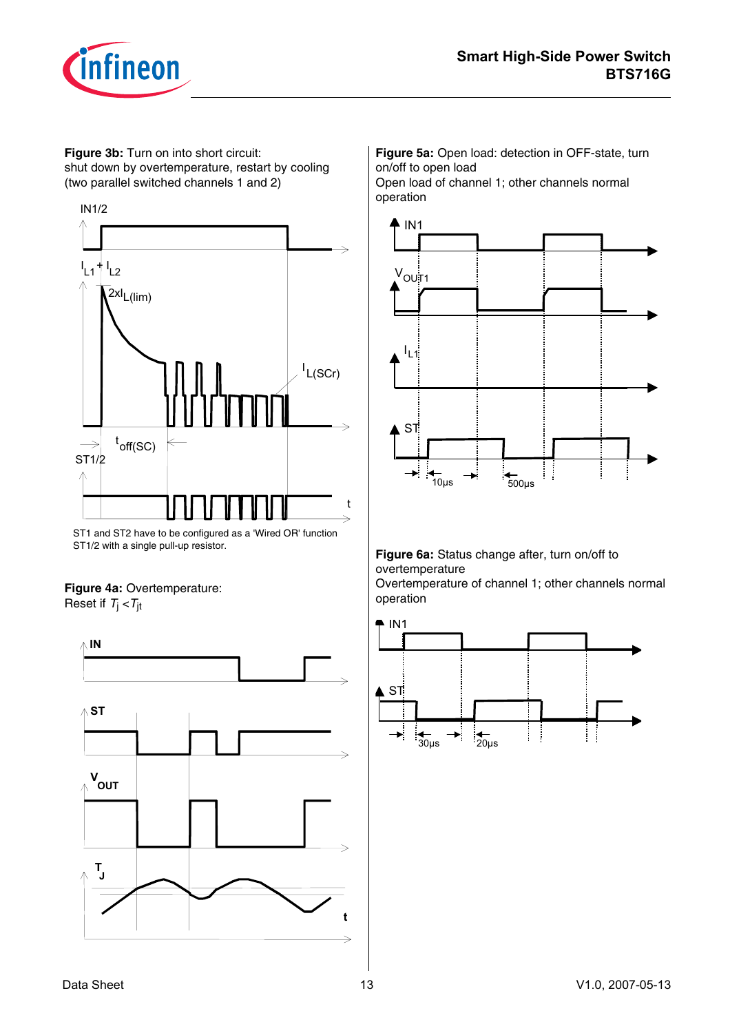**Figure 3b:** Turn on into short circuit:
shut down by overtemperature, restart by cooling
(two parallel switched channels 1 and 2)

ST1 and ST2 have to be configured as a 'Wired OR' function ST1/2 with a single pull-up resistor.

**Figure 4a:** Overtemperature:
Reset if $T_j < T_{jt}$

**Figure 5a:** Open load: detection in OFF-state, turn on/off to open load
Open load of channel 1; other channels normal operation

**Figure 6a:** Status change after, turn on/off to overtemperature
Overtemperature of channel 1; other channels normal operation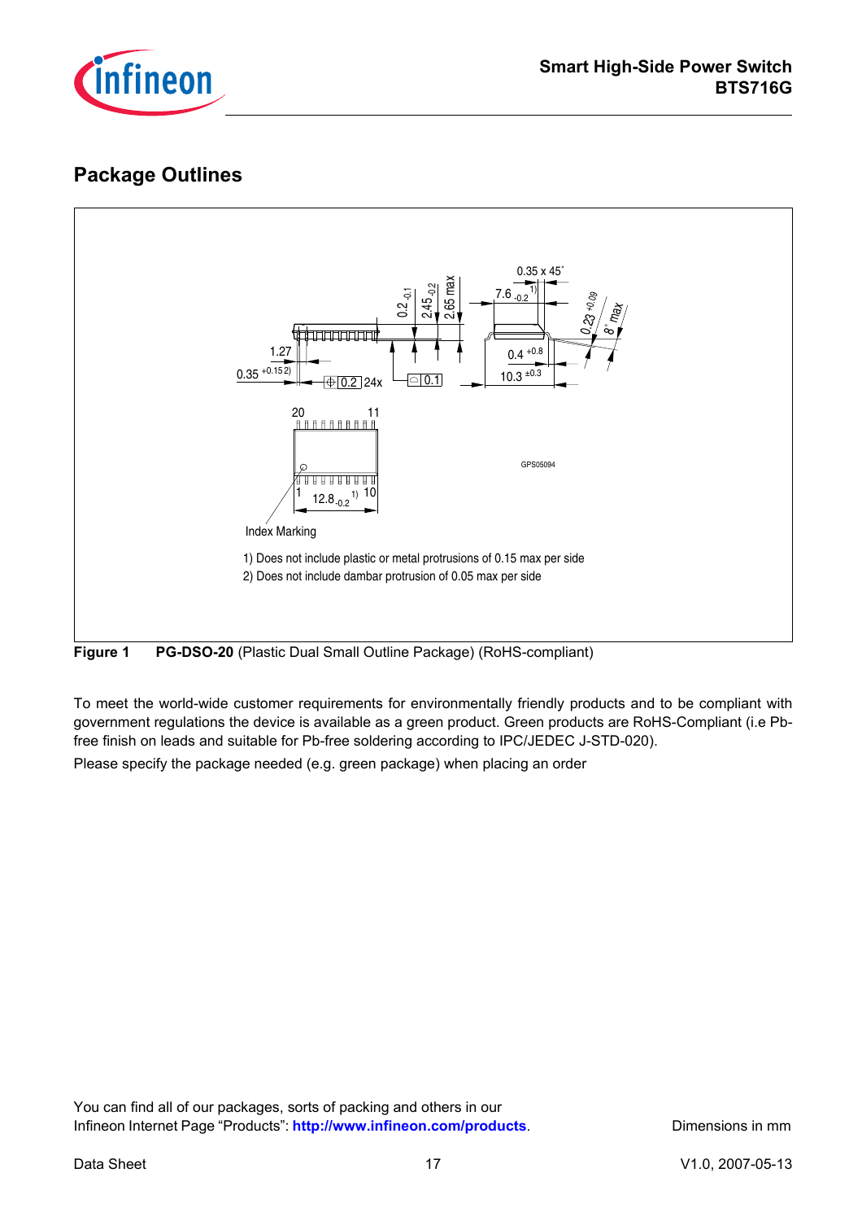## Package Outlines

1) Does not include plastic or metal protrusions of 0.15 max per side

2) Does not include dambar protrusion of 0.05 max per side

**Figure 1** **PG-DSO-20** (Plastic Dual Small Outline Package) (RoHS-compliant)

To meet the world-wide customer requirements for environmentally friendly products and to be compliant with government regulations the device is available as a green product. Green products are RoHS-Compliant (i.e Pb-free finish on leads and suitable for Pb-free soldering according to IPC/JEDEC J-STD-020).

Please specify the package needed (e.g. green package) when placing an order

You can find all of our packages, sorts of packing and others in our Infineon Internet Page "Products": **http://www.infineon.com/products**.

Dimensions in mm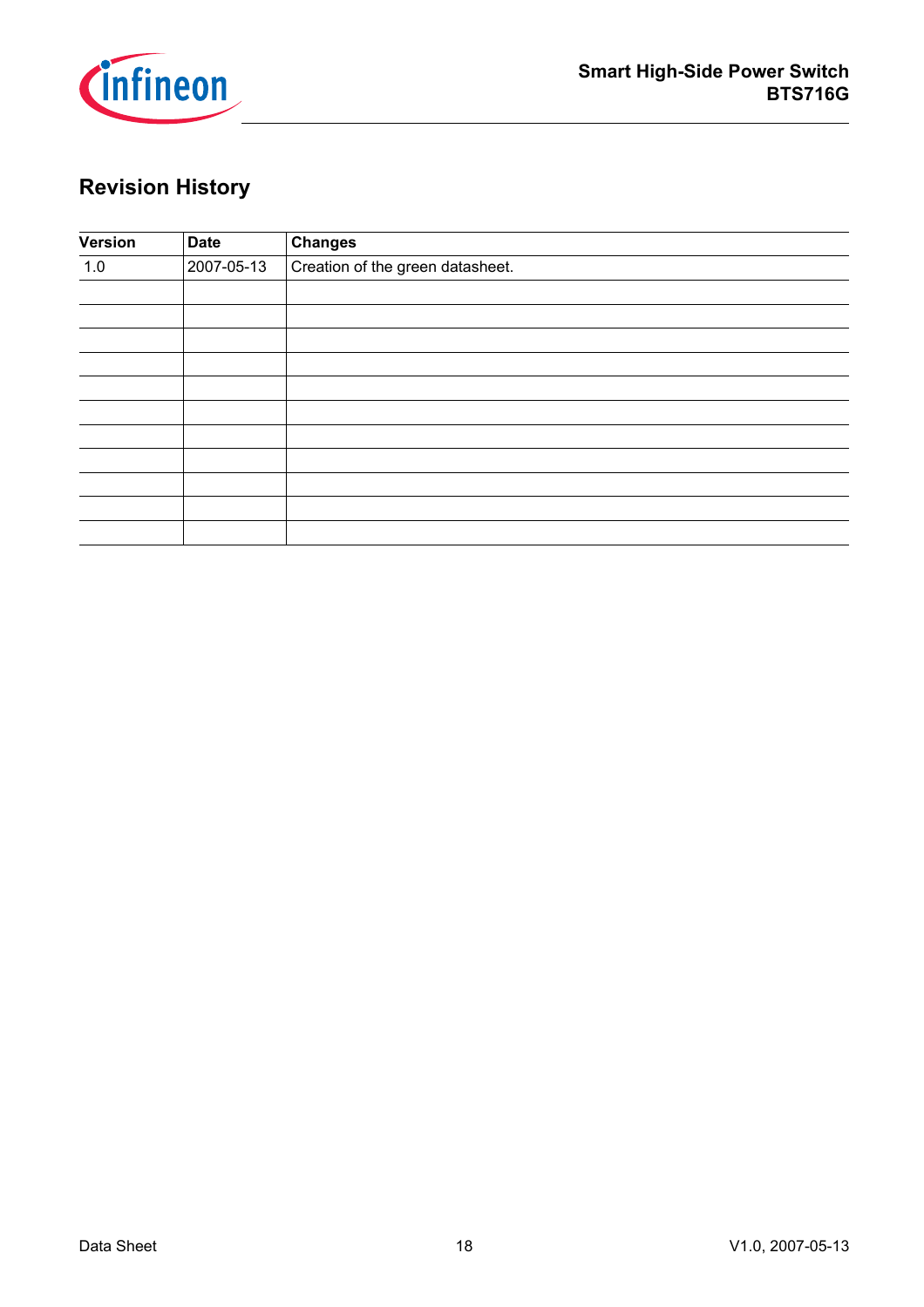## Revision History

| Version | Date | Changes |
|---|---|---|
| 1.0 | 2007-05-13 | Creation of the green datasheet. |
| | | |
| | | |
| | | |
| | | |
| | | |
| | | |
| | | |
| | | |
| | | |
| | | |
| | | |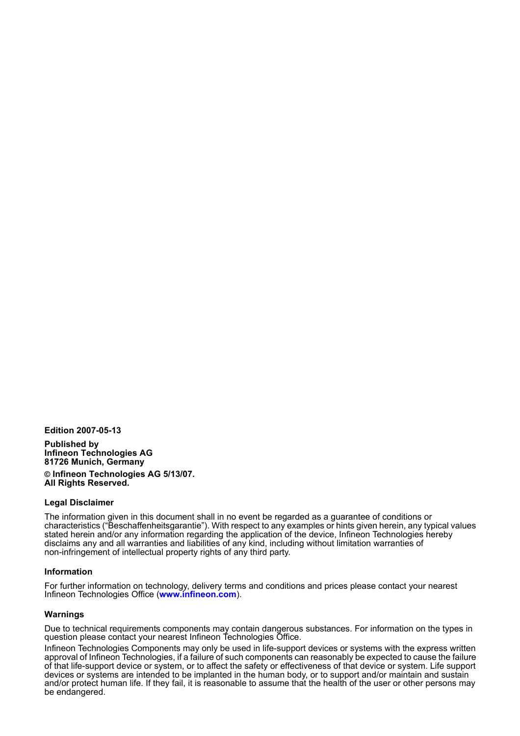**Edition 2007-05-13**

**Published by**
**Infineon Technologies AG**
**81726 Munich, Germany**

**© Infineon Technologies AG 5/13/07.**
**All Rights Reserved.**

### Legal Disclaimer

The information given in this document shall in no event be regarded as a guarantee of conditions or characteristics (“Beschaffenheitsgarantie”). With respect to any examples or hints given herein, any typical values stated herein and/or any information regarding the application of the device, Infineon Technologies hereby disclaims any and all warranties and liabilities of any kind, including without limitation warranties of non-infringement of intellectual property rights of any third party.

### Information

For further information on technology, delivery terms and conditions and prices please contact your nearest Infineon Technologies Office (**www.infineon.com**).

### Warnings

Due to technical requirements components may contain dangerous substances. For information on the types in question please contact your nearest Infineon Technologies Office.

Infineon Technologies Components may only be used in life-support devices or systems with the express written approval of Infineon Technologies, if a failure of such components can reasonably be expected to cause the failure of that life-support device or system, or to affect the safety or effectiveness of that device or system. Life support devices or systems are intended to be implanted in the human body, or to support and/or maintain and sustain and/or protect human life. If they fail, it is reasonable to assume that the health of the user or other persons may be endangered.